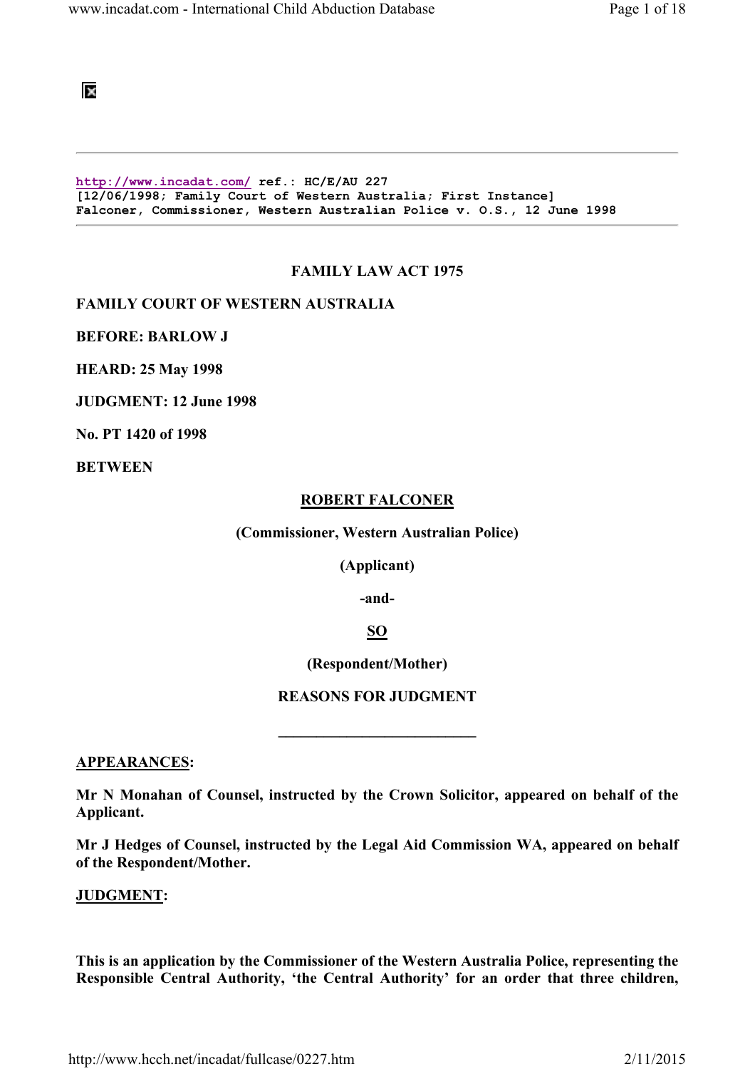http://www.incadat.com/ ref.: HC/E/AU 227
[12/06/1998; Family Court of Western Australia; First Instance]
Falconer, Commissioner, Western Australian Police v. O.S., 12 June 1998

**FAMILY LAW ACT 1975**

**FAMILY COURT OF WESTERN AUSTRALIA**

**BEFORE: BARLOW J**

**HEARD: 25 May 1998**

**JUDGMENT: 12 June 1998**

**No. PT 1420 of 1998**

**BETWEEN**

**ROBERT FALCONER**

**(Commissioner, Western Australian Police)**

**(Applicant)**

**-and-**

**SO**

**(Respondent/Mother)**

**REASONS FOR JUDGMENT**

---

**APPEARANCES:**

**Mr N Monahan of Counsel, instructed by the Crown Solicitor, appeared on behalf of the Applicant.**

**Mr J Hedges of Counsel, instructed by the Legal Aid Commission WA, appeared on behalf of the Respondent/Mother.**

**JUDGMENT:**

**This is an application by the Commissioner of the Western Australia Police, representing the Responsible Central Authority, 'the Central Authority' for an order that three children,**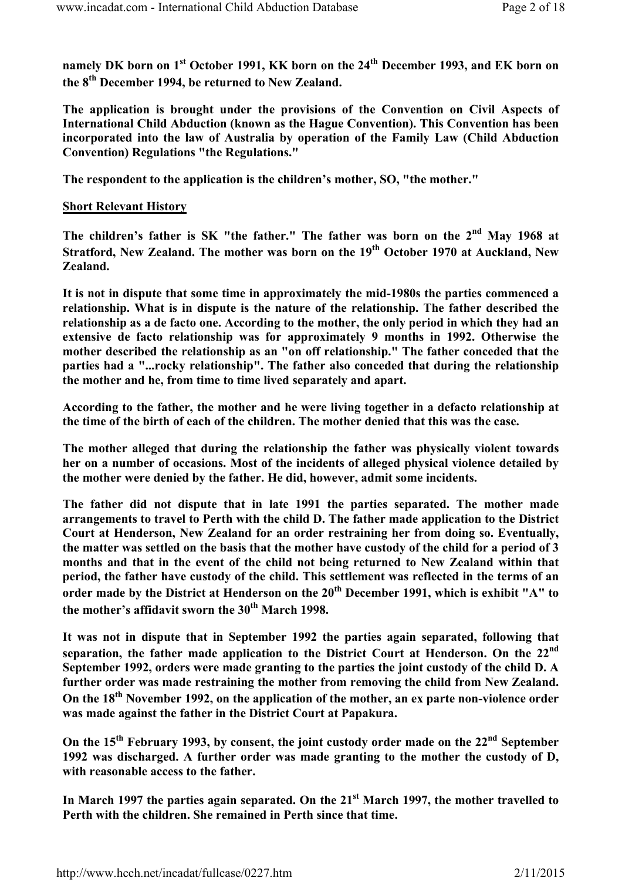**namely DK born on 1st October 1991, KK born on the 24th December 1993, and EK born on the 8th December 1994, be returned to New Zealand.**

**The application is brought under the provisions of the Convention on Civil Aspects of International Child Abduction (known as the Hague Convention). This Convention has been incorporated into the law of Australia by operation of the Family Law (Child Abduction Convention) Regulations "the Regulations."**

**The respondent to the application is the children's mother, SO, "the mother."**

**<u>Short Relevant History</u>**

**The children's father is SK "the father." The father was born on the 2nd May 1968 at Stratford, New Zealand. The mother was born on the 19th October 1970 at Auckland, New Zealand.**

**It is not in dispute that some time in approximately the mid-1980s the parties commenced a relationship. What is in dispute is the nature of the relationship. The father described the relationship as a de facto one. According to the mother, the only period in which they had an extensive de facto relationship was for approximately 9 months in 1992. Otherwise the mother described the relationship as an "on off relationship." The father conceded that the parties had a "...rocky relationship". The father also conceded that during the relationship the mother and he, from time to time lived separately and apart.**

**According to the father, the mother and he were living together in a defacto relationship at the time of the birth of each of the children. The mother denied that this was the case.**

**The mother alleged that during the relationship the father was physically violent towards her on a number of occasions. Most of the incidents of alleged physical violence detailed by the mother were denied by the father. He did, however, admit some incidents.**

**The father did not dispute that in late 1991 the parties separated. The mother made arrangements to travel to Perth with the child D. The father made application to the District Court at Henderson, New Zealand for an order restraining her from doing so. Eventually, the matter was settled on the basis that the mother have custody of the child for a period of 3 months and that in the event of the child not being returned to New Zealand within that period, the father have custody of the child. This settlement was reflected in the terms of an order made by the District at Henderson on the 20th December 1991, which is exhibit "A" to the mother's affidavit sworn the 30th March 1998.**

**It was not in dispute that in September 1992 the parties again separated, following that separation, the father made application to the District Court at Henderson. On the 22nd September 1992, orders were made granting to the parties the joint custody of the child D. A further order was made restraining the mother from removing the child from New Zealand. On the 18th November 1992, on the application of the mother, an ex parte non-violence order was made against the father in the District Court at Papakura.**

**On the 15th February 1993, by consent, the joint custody order made on the 22nd September 1992 was discharged. A further order was made granting to the mother the custody of D, with reasonable access to the father.**

**In March 1997 the parties again separated. On the 21st March 1997, the mother travelled to Perth with the children. She remained in Perth since that time.**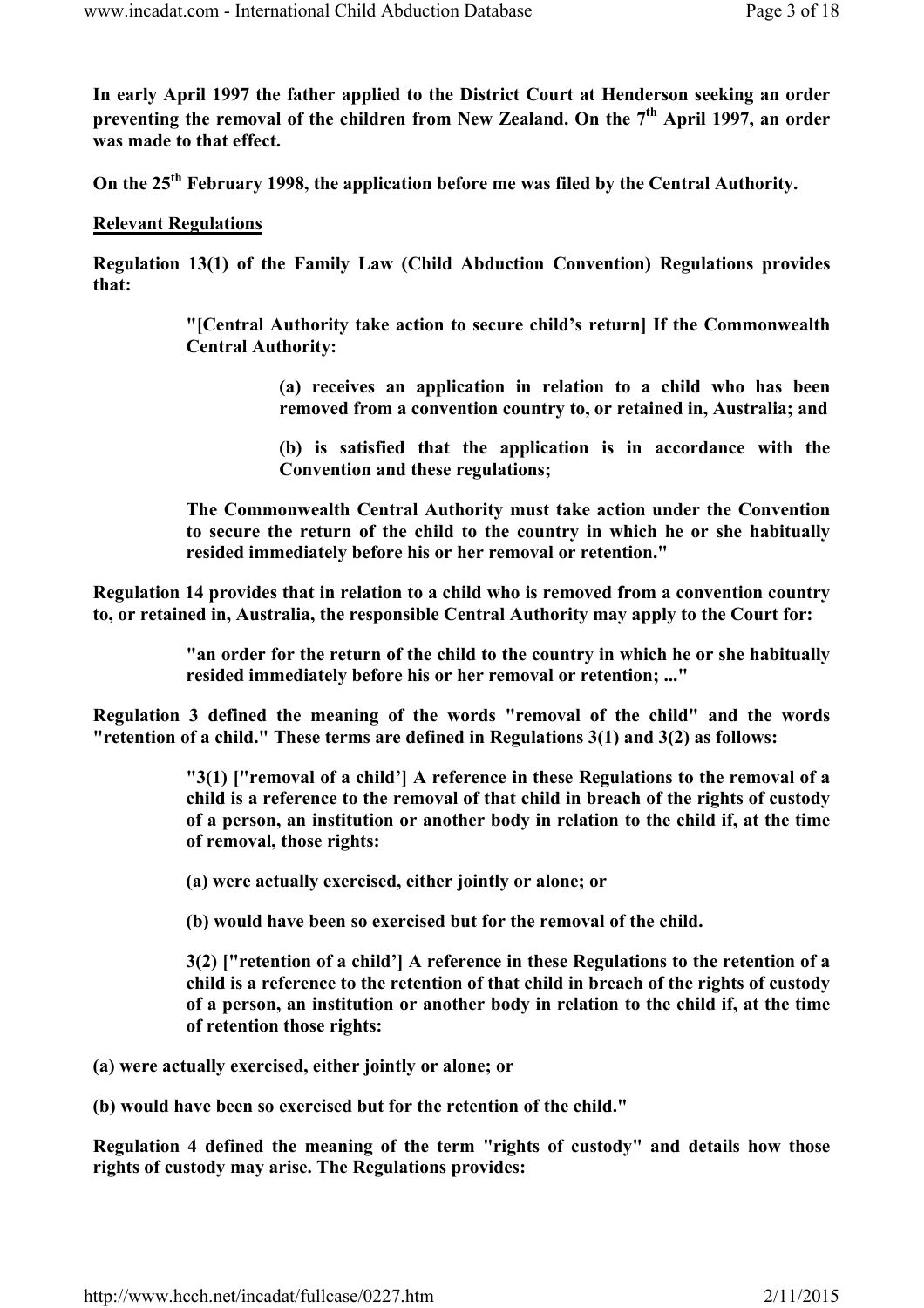**In early April 1997 the father applied to the District Court at Henderson seeking an order preventing the removal of the children from New Zealand. On the 7th April 1997, an order was made to that effect.**

**On the 25th February 1998, the application before me was filed by the Central Authority.**

**Relevant Regulations**

**Regulation 13(1) of the Family Law (Child Abduction Convention) Regulations provides that:**

> **"[Central Authority take action to secure child's return] If the Commonwealth Central Authority:**
>
> > **(a) receives an application in relation to a child who has been removed from a convention country to, or retained in, Australia; and**
> >
> > **(b) is satisfied that the application is in accordance with the Convention and these regulations;**
>
> **The Commonwealth Central Authority must take action under the Convention to secure the return of the child to the country in which he or she habitually resided immediately before his or her removal or retention."**

**Regulation 14 provides that in relation to a child who is removed from a convention country to, or retained in, Australia, the responsible Central Authority may apply to the Court for:**

> **"an order for the return of the child to the country in which he or she habitually resided immediately before his or her removal or retention; ..."**

**Regulation 3 defined the meaning of the words "removal of the child" and the words "retention of a child." These terms are defined in Regulations 3(1) and 3(2) as follows:**

> **"3(1) ["removal of a child'] A reference in these Regulations to the removal of a child is a reference to the removal of that child in breach of the rights of custody of a person, an institution or another body in relation to the child if, at the time of removal, those rights:**
>
> **(a) were actually exercised, either jointly or alone; or**
>
> **(b) would have been so exercised but for the removal of the child.**
>
> **3(2) ["retention of a child'] A reference in these Regulations to the retention of a child is a reference to the retention of that child in breach of the rights of custody of a person, an institution or another body in relation to the child if, at the time of retention those rights:**

**(a) were actually exercised, either jointly or alone; or**

**(b) would have been so exercised but for the retention of the child."**

**Regulation 4 defined the meaning of the term "rights of custody" and details how those rights of custody may arise. The Regulations provides:**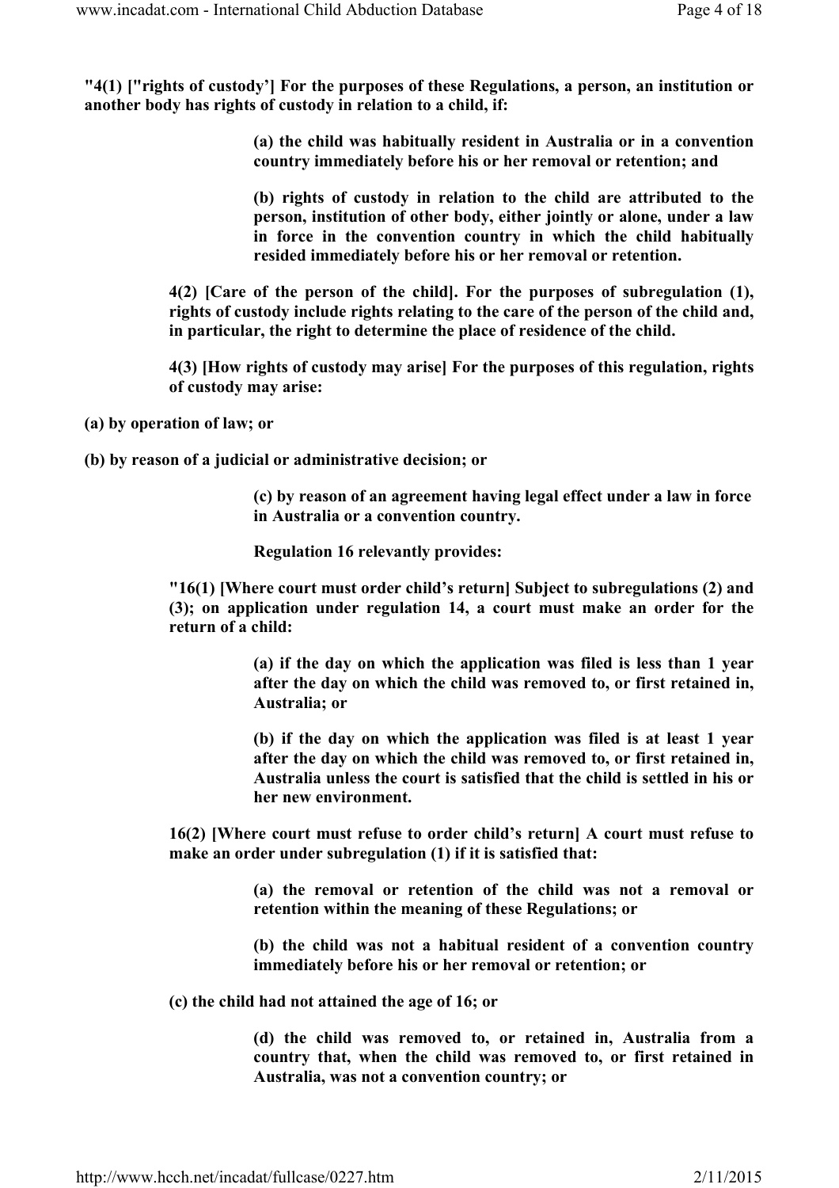**"4(1) ["rights of custody'] For the purposes of these Regulations, a person, an institution or another body has rights of custody in relation to a child, if:**

> **(a) the child was habitually resident in Australia or in a convention country immediately before his or her removal or retention; and**
>
> **(b) rights of custody in relation to the child are attributed to the person, institution of other body, either jointly or alone, under a law in force in the convention country in which the child habitually resided immediately before his or her removal or retention.**

**4(2) [Care of the person of the child]. For the purposes of subregulation (1), rights of custody include rights relating to the care of the person of the child and, in particular, the right to determine the place of residence of the child.**

**4(3) [How rights of custody may arise] For the purposes of this regulation, rights of custody may arise:**

**(a) by operation of law; or**

**(b) by reason of a judicial or administrative decision; or**

> **(c) by reason of an agreement having legal effect under a law in force in Australia or a convention country.**
>
> **Regulation 16 relevantly provides:**

**"16(1) [Where court must order child's return] Subject to subregulations (2) and (3); on application under regulation 14, a court must make an order for the return of a child:**

> **(a) if the day on which the application was filed is less than 1 year after the day on which the child was removed to, or first retained in, Australia; or**
>
> **(b) if the day on which the application was filed is at least 1 year after the day on which the child was removed to, or first retained in, Australia unless the court is satisfied that the child is settled in his or her new environment.**

**16(2) [Where court must refuse to order child's return] A court must refuse to make an order under subregulation (1) if it is satisfied that:**

> **(a) the removal or retention of the child was not a removal or retention within the meaning of these Regulations; or**
>
> **(b) the child was not a habitual resident of a convention country immediately before his or her removal or retention; or**

**(c) the child had not attained the age of 16; or**

> **(d) the child was removed to, or retained in, Australia from a country that, when the child was removed to, or first retained in Australia, was not a convention country; or**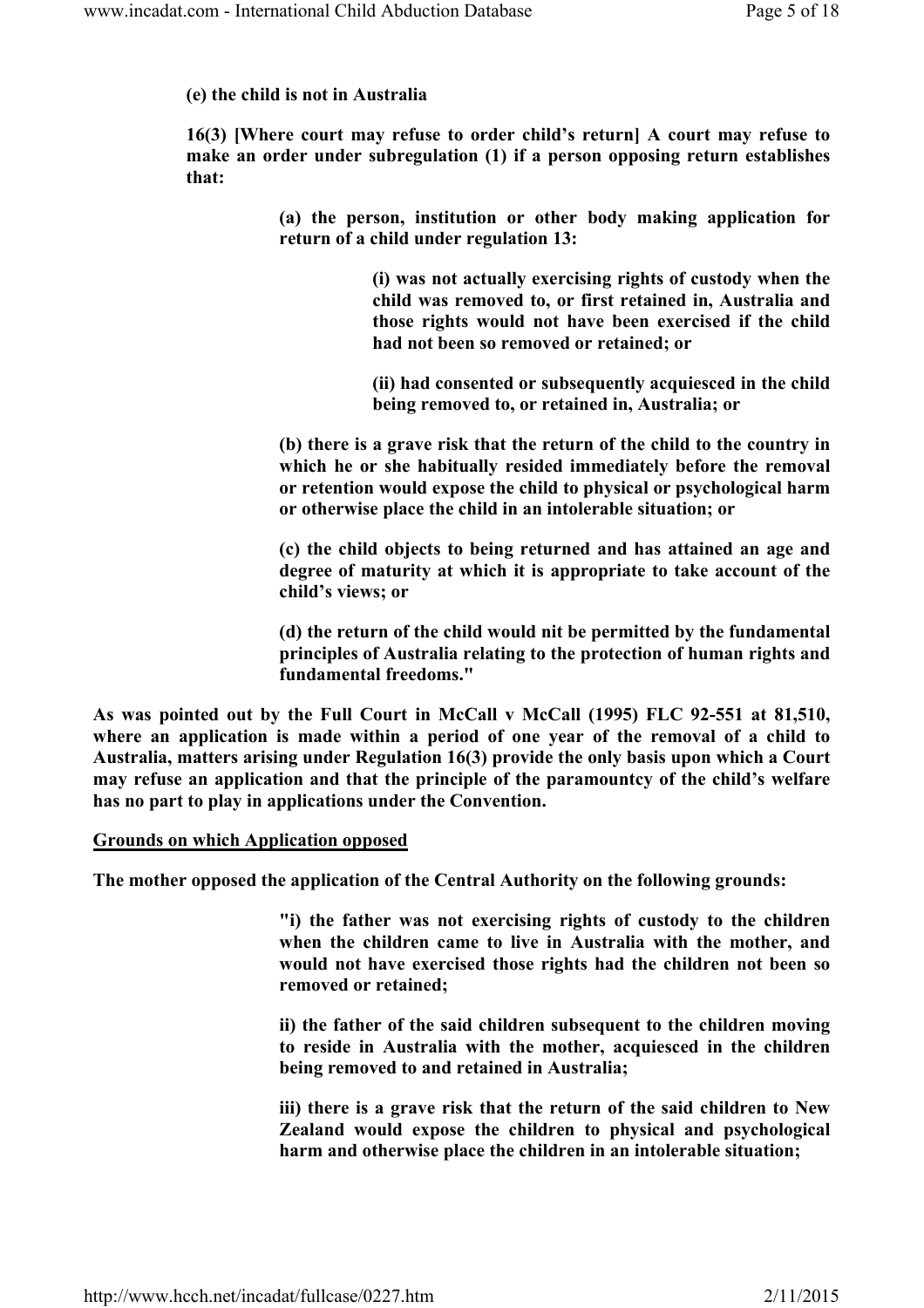**(e) the child is not in Australia**

**16(3) [Where court may refuse to order child's return] A court may refuse to make an order under subregulation (1) if a person opposing return establishes that:**

> **(a) the person, institution or other body making application for return of a child under regulation 13:**
>
> > **(i) was not actually exercising rights of custody when the child was removed to, or first retained in, Australia and those rights would not have been exercised if the child had not been so removed or retained; or**
> >
> > **(ii) had consented or subsequently acquiesced in the child being removed to, or retained in, Australia; or**
>
> **(b) there is a grave risk that the return of the child to the country in which he or she habitually resided immediately before the removal or retention would expose the child to physical or psychological harm or otherwise place the child in an intolerable situation; or**
>
> **(c) the child objects to being returned and has attained an age and degree of maturity at which it is appropriate to take account of the child's views; or**
>
> **(d) the return of the child would nit be permitted by the fundamental principles of Australia relating to the protection of human rights and fundamental freedoms."**

**As was pointed out by the Full Court in McCall v McCall (1995) FLC 92-551 at 81,510, where an application is made within a period of one year of the removal of a child to Australia, matters arising under Regulation 16(3) provide the only basis upon which a Court may refuse an application and that the principle of the paramountcy of the child's welfare has no part to play in applications under the Convention.**

**<u>Grounds on which Application opposed</u>**

**The mother opposed the application of the Central Authority on the following grounds:**

> **"i) the father was not exercising rights of custody to the children when the children came to live in Australia with the mother, and would not have exercised those rights had the children not been so removed or retained;**
>
> **ii) the father of the said children subsequent to the children moving to reside in Australia with the mother, acquiesced in the children being removed to and retained in Australia;**
>
> **iii) there is a grave risk that the return of the said children to New Zealand would expose the children to physical and psychological harm and otherwise place the children in an intolerable situation;**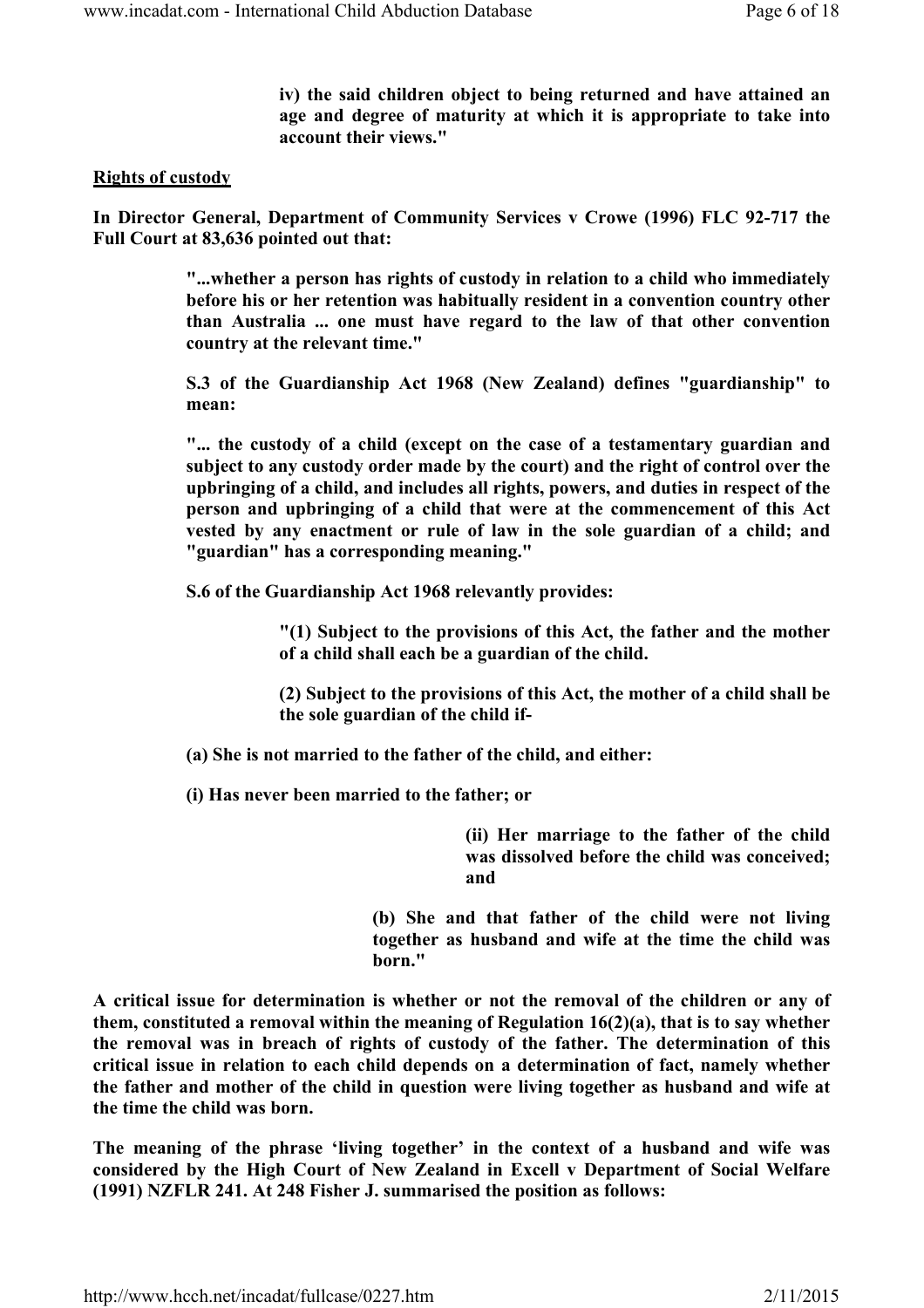> **iv) the said children object to being returned and have attained an age and degree of maturity at which it is appropriate to take into account their views."**

**Rights of custody**

**In Director General, Department of Community Services v Crowe (1996) FLC 92-717 the Full Court at 83,636 pointed out that:**

> **"...whether a person has rights of custody in relation to a child who immediately before his or her retention was habitually resident in a convention country other than Australia ... one must have regard to the law of that other convention country at the relevant time."**
>
> **S.3 of the Guardianship Act 1968 (New Zealand) defines "guardianship" to mean:**
>
> **"... the custody of a child (except on the case of a testamentary guardian and subject to any custody order made by the court) and the right of control over the upbringing of a child, and includes all rights, powers, and duties in respect of the person and upbringing of a child that were at the commencement of this Act vested by any enactment or rule of law in the sole guardian of a child; and "guardian" has a corresponding meaning."**
>
> **S.6 of the Guardianship Act 1968 relevantly provides:**
>
> > **"(1) Subject to the provisions of this Act, the father and the mother of a child shall each be a guardian of the child.**
> >
> > **(2) Subject to the provisions of this Act, the mother of a child shall be the sole guardian of the child if-**
>
> **(a) She is not married to the father of the child, and either:**
>
> **(i) Has never been married to the father; or**
>
> > > **(ii) Her marriage to the father of the child was dissolved before the child was conceived; and**
> >
> > **(b) She and that father of the child were not living together as husband and wife at the time the child was born."**

**A critical issue for determination is whether or not the removal of the children or any of them, constituted a removal within the meaning of Regulation 16(2)(a), that is to say whether the removal was in breach of rights of custody of the father. The determination of this critical issue in relation to each child depends on a determination of fact, namely whether the father and mother of the child in question were living together as husband and wife at the time the child was born.**

**The meaning of the phrase 'living together' in the context of a husband and wife was considered by the High Court of New Zealand in Excell v Department of Social Welfare (1991) NZFLR 241. At 248 Fisher J. summarised the position as follows:**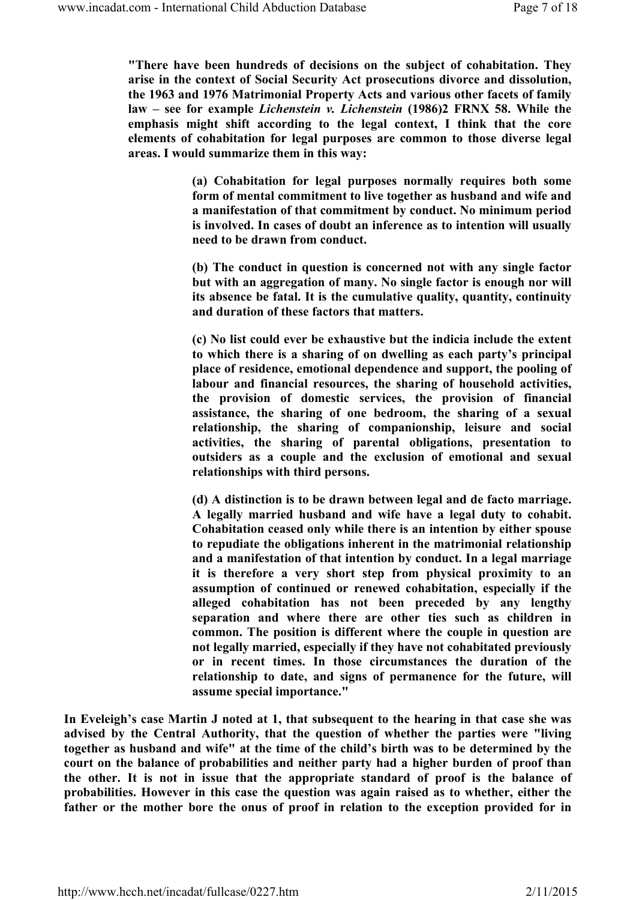**"There have been hundreds of decisions on the subject of cohabitation. They arise in the context of Social Security Act prosecutions divorce and dissolution, the 1963 and 1976 Matrimonial Property Acts and various other facets of family law – see for example *Lichenstein v. Lichenstein* (1986)2 FRNX 58. While the emphasis might shift according to the legal context, I think that the core elements of cohabitation for legal purposes are common to those diverse legal areas. I would summarize them in this way:**

> **(a) Cohabitation for legal purposes normally requires both some form of mental commitment to live together as husband and wife and a manifestation of that commitment by conduct. No minimum period is involved. In cases of doubt an inference as to intention will usually need to be drawn from conduct.**
>
> **(b) The conduct in question is concerned not with any single factor but with an aggregation of many. No single factor is enough nor will its absence be fatal. It is the cumulative quality, quantity, continuity and duration of these factors that matters.**
>
> **(c) No list could ever be exhaustive but the indicia include the extent to which there is a sharing of on dwelling as each party's principal place of residence, emotional dependence and support, the pooling of labour and financial resources, the sharing of household activities, the provision of domestic services, the provision of financial assistance, the sharing of one bedroom, the sharing of a sexual relationship, the sharing of companionship, leisure and social activities, the sharing of parental obligations, presentation to outsiders as a couple and the exclusion of emotional and sexual relationships with third persons.**
>
> **(d) A distinction is to be drawn between legal and de facto marriage. A legally married husband and wife have a legal duty to cohabit. Cohabitation ceased only while there is an intention by either spouse to repudiate the obligations inherent in the matrimonial relationship and a manifestation of that intention by conduct. In a legal marriage it is therefore a very short step from physical proximity to an assumption of continued or renewed cohabitation, especially if the alleged cohabitation has not been preceded by any lengthy separation and where there are other ties such as children in common. The position is different where the couple in question are not legally married, especially if they have not cohabitated previously or in recent times. In those circumstances the duration of the relationship to date, and signs of permanence for the future, will assume special importance."**

**In Eveleigh's case Martin J noted at 1, that subsequent to the hearing in that case she was advised by the Central Authority, that the question of whether the parties were "living together as husband and wife" at the time of the child's birth was to be determined by the court on the balance of probabilities and neither party had a higher burden of proof than the other. It is not in issue that the appropriate standard of proof is the balance of probabilities. However in this case the question was again raised as to whether, either the father or the mother bore the onus of proof in relation to the exception provided for in**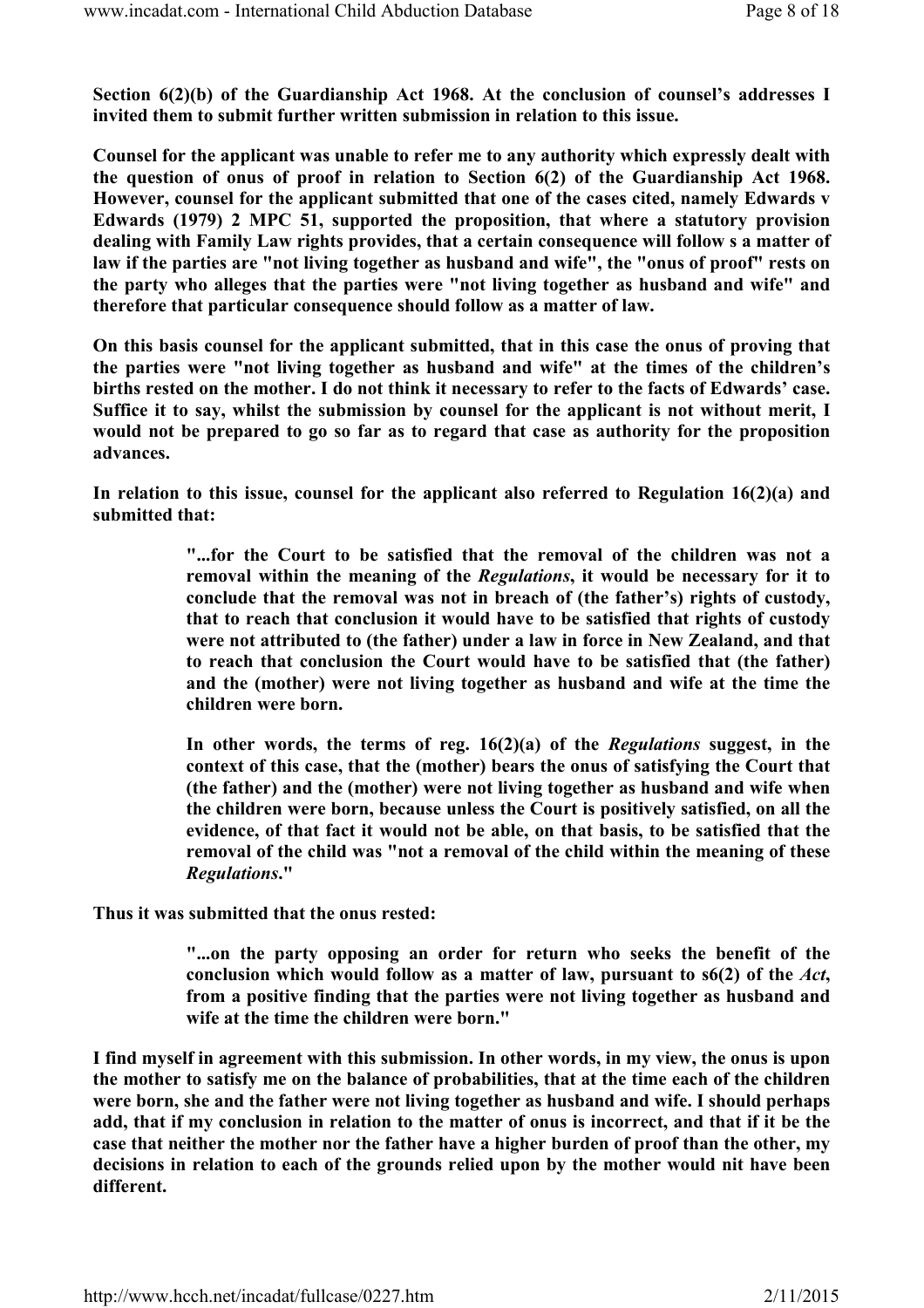**Section 6(2)(b) of the Guardianship Act 1968. At the conclusion of counsel's addresses I invited them to submit further written submission in relation to this issue.**

**Counsel for the applicant was unable to refer me to any authority which expressly dealt with the question of onus of proof in relation to Section 6(2) of the Guardianship Act 1968. However, counsel for the applicant submitted that one of the cases cited, namely Edwards v Edwards (1979) 2 MPC 51, supported the proposition, that where a statutory provision dealing with Family Law rights provides, that a certain consequence will follow s a matter of law if the parties are "not living together as husband and wife", the "onus of proof" rests on the party who alleges that the parties were "not living together as husband and wife" and therefore that particular consequence should follow as a matter of law.**

**On this basis counsel for the applicant submitted, that in this case the onus of proving that the parties were "not living together as husband and wife" at the times of the children's births rested on the mother. I do not think it necessary to refer to the facts of Edwards' case. Suffice it to say, whilst the submission by counsel for the applicant is not without merit, I would not be prepared to go so far as to regard that case as authority for the proposition advances.**

**In relation to this issue, counsel for the applicant also referred to Regulation 16(2)(a) and submitted that:**

> **"...for the Court to be satisfied that the removal of the children was not a removal within the meaning of the *Regulations*, it would be necessary for it to conclude that the removal was not in breach of (the father's) rights of custody, that to reach that conclusion it would have to be satisfied that rights of custody were not attributed to (the father) under a law in force in New Zealand, and that to reach that conclusion the Court would have to be satisfied that (the father) and the (mother) were not living together as husband and wife at the time the children were born.**
>
> **In other words, the terms of reg. 16(2)(a) of the *Regulations* suggest, in the context of this case, that the (mother) bears the onus of satisfying the Court that (the father) and the (mother) were not living together as husband and wife when the children were born, because unless the Court is positively satisfied, on all the evidence, of that fact it would not be able, on that basis, to be satisfied that the removal of the child was "not a removal of the child within the meaning of these *Regulations*."**

**Thus it was submitted that the onus rested:**

> **"...on the party opposing an order for return who seeks the benefit of the conclusion which would follow as a matter of law, pursuant to s6(2) of the *Act*, from a positive finding that the parties were not living together as husband and wife at the time the children were born."**

**I find myself in agreement with this submission. In other words, in my view, the onus is upon the mother to satisfy me on the balance of probabilities, that at the time each of the children were born, she and the father were not living together as husband and wife. I should perhaps add, that if my conclusion in relation to the matter of onus is incorrect, and that if it be the case that neither the mother nor the father have a higher burden of proof than the other, my decisions in relation to each of the grounds relied upon by the mother would nit have been different.**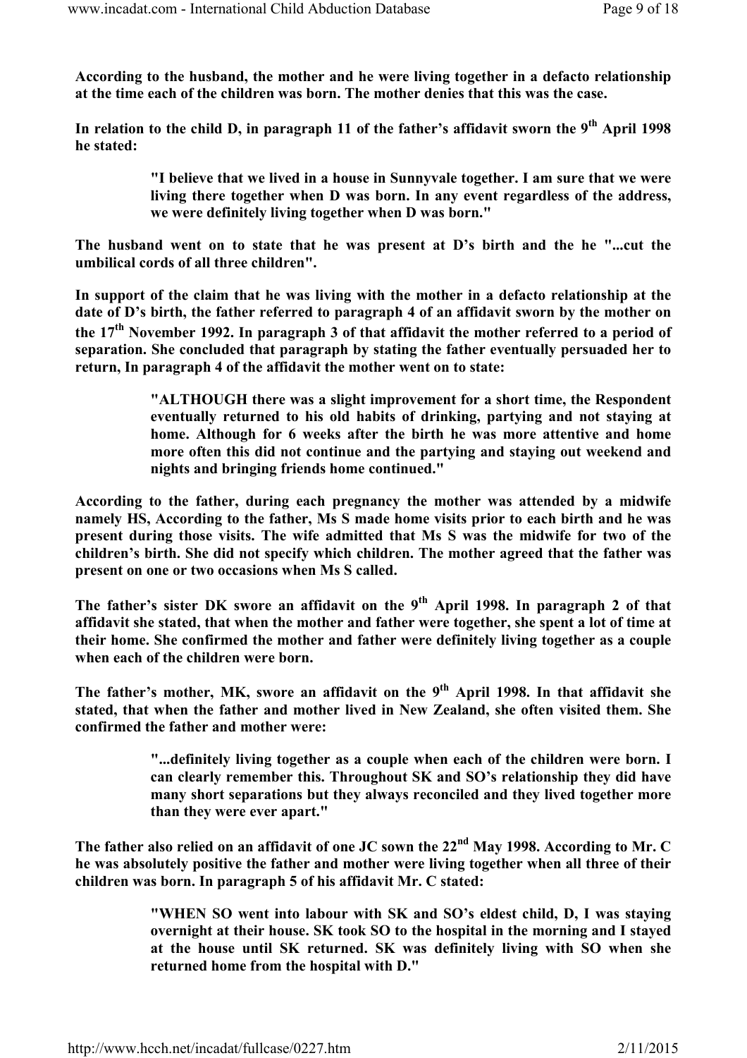**According to the husband, the mother and he were living together in a defacto relationship at the time each of the children was born. The mother denies that this was the case.**

**In relation to the child D, in paragraph 11 of the father's affidavit sworn the 9th April 1998 he stated:**

> **"I believe that we lived in a house in Sunnyvale together. I am sure that we were living there together when D was born. In any event regardless of the address, we were definitely living together when D was born."**

**The husband went on to state that he was present at D's birth and the he "...cut the umbilical cords of all three children".**

**In support of the claim that he was living with the mother in a defacto relationship at the date of D's birth, the father referred to paragraph 4 of an affidavit sworn by the mother on the 17th November 1992. In paragraph 3 of that affidavit the mother referred to a period of separation. She concluded that paragraph by stating the father eventually persuaded her to return, In paragraph 4 of the affidavit the mother went on to state:**

> **"ALTHOUGH there was a slight improvement for a short time, the Respondent eventually returned to his old habits of drinking, partying and not staying at home. Although for 6 weeks after the birth he was more attentive and home more often this did not continue and the partying and staying out weekend and nights and bringing friends home continued."**

**According to the father, during each pregnancy the mother was attended by a midwife namely HS, According to the father, Ms S made home visits prior to each birth and he was present during those visits. The wife admitted that Ms S was the midwife for two of the children's birth. She did not specify which children. The mother agreed that the father was present on one or two occasions when Ms S called.**

**The father's sister DK swore an affidavit on the 9th April 1998. In paragraph 2 of that affidavit she stated, that when the mother and father were together, she spent a lot of time at their home. She confirmed the mother and father were definitely living together as a couple when each of the children were born.**

**The father's mother, MK, swore an affidavit on the 9th April 1998. In that affidavit she stated, that when the father and mother lived in New Zealand, she often visited them. She confirmed the father and mother were:**

> **"...definitely living together as a couple when each of the children were born. I can clearly remember this. Throughout SK and SO's relationship they did have many short separations but they always reconciled and they lived together more than they were ever apart."**

**The father also relied on an affidavit of one JC sown the 22nd May 1998. According to Mr. C he was absolutely positive the father and mother were living together when all three of their children was born. In paragraph 5 of his affidavit Mr. C stated:**

> **"WHEN SO went into labour with SK and SO's eldest child, D, I was staying overnight at their house. SK took SO to the hospital in the morning and I stayed at the house until SK returned. SK was definitely living with SO when she returned home from the hospital with D."**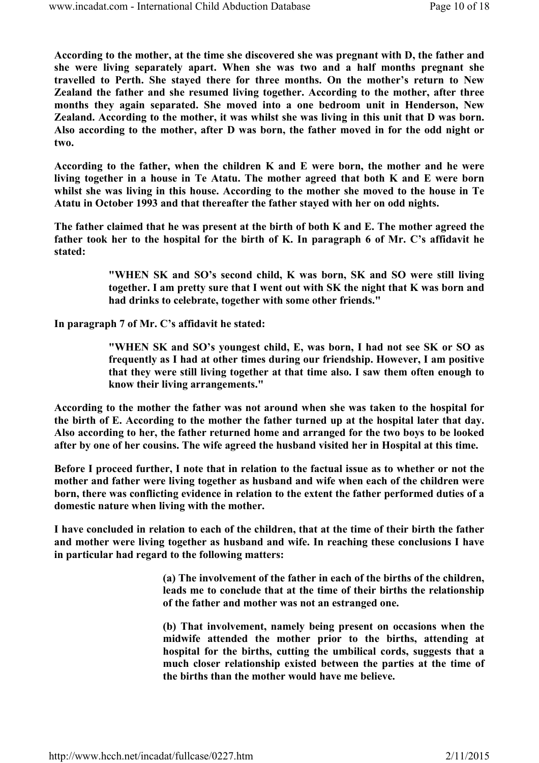**According to the mother, at the time she discovered she was pregnant with D, the father and she were living separately apart. When she was two and a half months pregnant she travelled to Perth. She stayed there for three months. On the mother's return to New Zealand the father and she resumed living together. According to the mother, after three months they again separated. She moved into a one bedroom unit in Henderson, New Zealand. According to the mother, it was whilst she was living in this unit that D was born. Also according to the mother, after D was born, the father moved in for the odd night or two.**

**According to the father, when the children K and E were born, the mother and he were living together in a house in Te Atatu. The mother agreed that both K and E were born whilst she was living in this house. According to the mother she moved to the house in Te Atatu in October 1993 and that thereafter the father stayed with her on odd nights.**

**The father claimed that he was present at the birth of both K and E. The mother agreed the father took her to the hospital for the birth of K. In paragraph 6 of Mr. C's affidavit he stated:**

> **"WHEN SK and SO's second child, K was born, SK and SO were still living together. I am pretty sure that I went out with SK the night that K was born and had drinks to celebrate, together with some other friends."**

**In paragraph 7 of Mr. C's affidavit he stated:**

> **"WHEN SK and SO's youngest child, E, was born, I had not see SK or SO as frequently as I had at other times during our friendship. However, I am positive that they were still living together at that time also. I saw them often enough to know their living arrangements."**

**According to the mother the father was not around when she was taken to the hospital for the birth of E. According to the mother the father turned up at the hospital later that day. Also according to her, the father returned home and arranged for the two boys to be looked after by one of her cousins. The wife agreed the husband visited her in Hospital at this time.**

**Before I proceed further, I note that in relation to the factual issue as to whether or not the mother and father were living together as husband and wife when each of the children were born, there was conflicting evidence in relation to the extent the father performed duties of a domestic nature when living with the mother.**

**I have concluded in relation to each of the children, that at the time of their birth the father and mother were living together as husband and wife. In reaching these conclusions I have in particular had regard to the following matters:**

> **(a) The involvement of the father in each of the births of the children, leads me to conclude that at the time of their births the relationship of the father and mother was not an estranged one.**
>
> **(b) That involvement, namely being present on occasions when the midwife attended the mother prior to the births, attending at hospital for the births, cutting the umbilical cords, suggests that a much closer relationship existed between the parties at the time of the births than the mother would have me believe.**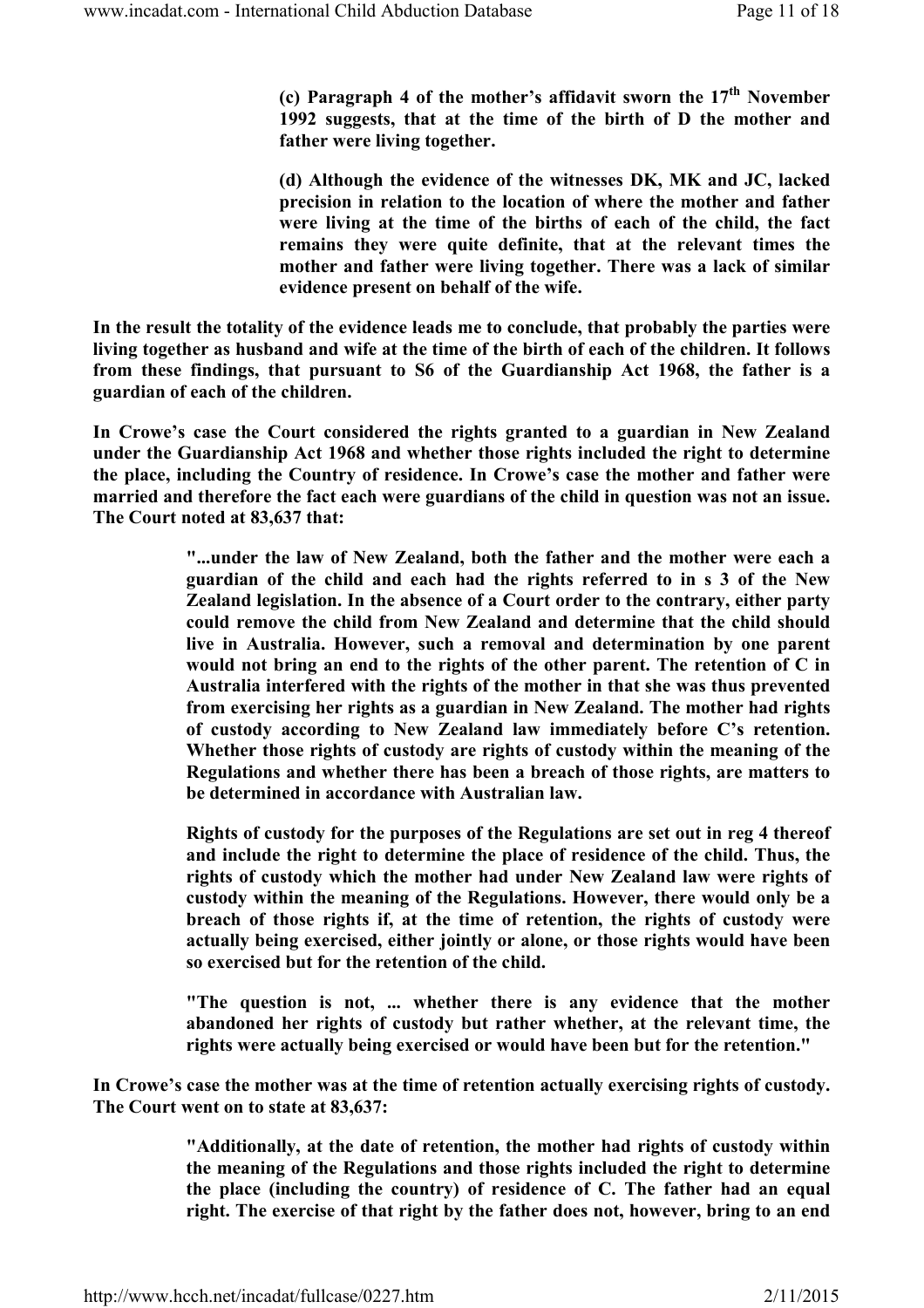**(c) Paragraph 4 of the mother's affidavit sworn the 17th November 1992 suggests, that at the time of the birth of D the mother and father were living together.**

**(d) Although the evidence of the witnesses DK, MK and JC, lacked precision in relation to the location of where the mother and father were living at the time of the births of each of the child, the fact remains they were quite definite, that at the relevant times the mother and father were living together. There was a lack of similar evidence present on behalf of the wife.**

**In the result the totality of the evidence leads me to conclude, that probably the parties were living together as husband and wife at the time of the birth of each of the children. It follows from these findings, that pursuant to S6 of the Guardianship Act 1968, the father is a guardian of each of the children.**

**In Crowe's case the Court considered the rights granted to a guardian in New Zealand under the Guardianship Act 1968 and whether those rights included the right to determine the place, including the Country of residence. In Crowe's case the mother and father were married and therefore the fact each were guardians of the child in question was not an issue. The Court noted at 83,637 that:**

> **"...under the law of New Zealand, both the father and the mother were each a guardian of the child and each had the rights referred to in s 3 of the New Zealand legislation. In the absence of a Court order to the contrary, either party could remove the child from New Zealand and determine that the child should live in Australia. However, such a removal and determination by one parent would not bring an end to the rights of the other parent. The retention of C in Australia interfered with the rights of the mother in that she was thus prevented from exercising her rights as a guardian in New Zealand. The mother had rights of custody according to New Zealand law immediately before C's retention. Whether those rights of custody are rights of custody within the meaning of the Regulations and whether there has been a breach of those rights, are matters to be determined in accordance with Australian law.**
>
> **Rights of custody for the purposes of the Regulations are set out in reg 4 thereof and include the right to determine the place of residence of the child. Thus, the rights of custody which the mother had under New Zealand law were rights of custody within the meaning of the Regulations. However, there would only be a breach of those rights if, at the time of retention, the rights of custody were actually being exercised, either jointly or alone, or those rights would have been so exercised but for the retention of the child.**
>
> **"The question is not, ... whether there is any evidence that the mother abandoned her rights of custody but rather whether, at the relevant time, the rights were actually being exercised or would have been but for the retention."**

**In Crowe's case the mother was at the time of retention actually exercising rights of custody. The Court went on to state at 83,637:**

> **"Additionally, at the date of retention, the mother had rights of custody within the meaning of the Regulations and those rights included the right to determine the place (including the country) of residence of C. The father had an equal right. The exercise of that right by the father does not, however, bring to an end**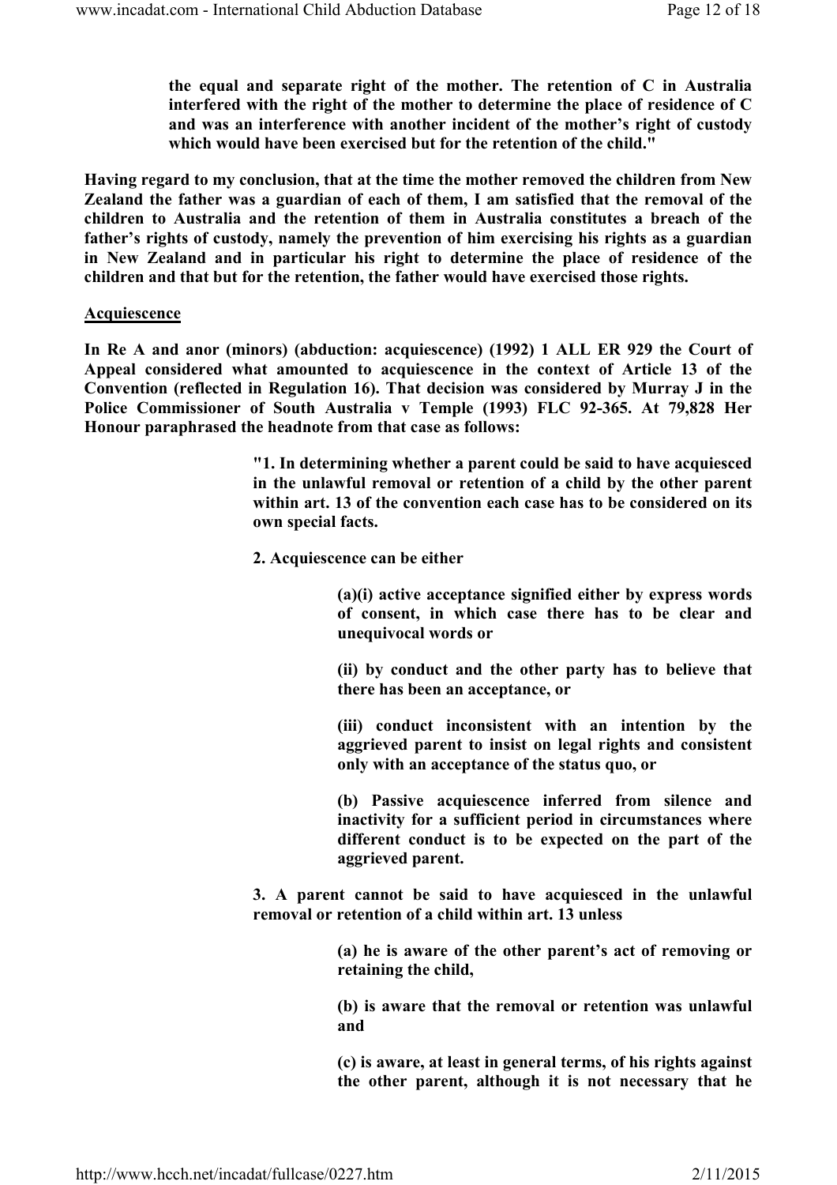**the equal and separate right of the mother. The retention of C in Australia interfered with the right of the mother to determine the place of residence of C and was an interference with another incident of the mother's right of custody which would have been exercised but for the retention of the child."**

**Having regard to my conclusion, that at the time the mother removed the children from New Zealand the father was a guardian of each of them, I am satisfied that the removal of the children to Australia and the retention of them in Australia constitutes a breach of the father's rights of custody, namely the prevention of him exercising his rights as a guardian in New Zealand and in particular his right to determine the place of residence of the children and that but for the retention, the father would have exercised those rights.**

**Acquiescence**

**In Re A and anor (minors) (abduction: acquiescence) (1992) 1 ALL ER 929 the Court of Appeal considered what amounted to acquiescence in the context of Article 13 of the Convention (reflected in Regulation 16). That decision was considered by Murray J in the Police Commissioner of South Australia v Temple (1993) FLC 92-365. At 79,828 Her Honour paraphrased the headnote from that case as follows:**

> **"1. In determining whether a parent could be said to have acquiesced in the unlawful removal or retention of a child by the other parent within art. 13 of the convention each case has to be considered on its own special facts.**
>
> **2. Acquiescence can be either**
>
> > **(a)(i) active acceptance signified either by express words of consent, in which case there has to be clear and unequivocal words or**
> >
> > **(ii) by conduct and the other party has to believe that there has been an acceptance, or**
> >
> > **(iii) conduct inconsistent with an intention by the aggrieved parent to insist on legal rights and consistent only with an acceptance of the status quo, or**
> >
> > **(b) Passive acquiescence inferred from silence and inactivity for a sufficient period in circumstances where different conduct is to be expected on the part of the aggrieved parent.**
>
> **3. A parent cannot be said to have acquiesced in the unlawful removal or retention of a child within art. 13 unless**
>
> > **(a) he is aware of the other parent's act of removing or retaining the child,**
> >
> > **(b) is aware that the removal or retention was unlawful and**
> >
> > **(c) is aware, at least in general terms, of his rights against the other parent, although it is not necessary that he**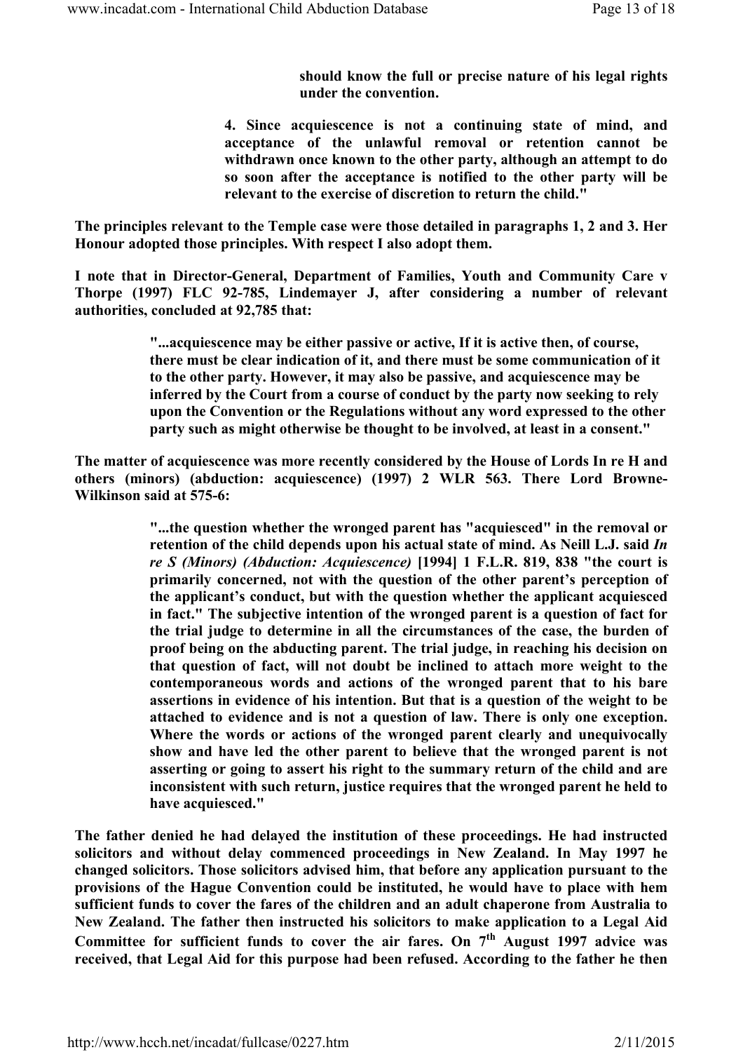> **should know the full or precise nature of his legal rights under the convention.**
>
> **4. Since acquiescence is not a continuing state of mind, and acceptance of the unlawful removal or retention cannot be withdrawn once known to the other party, although an attempt to do so soon after the acceptance is notified to the other party will be relevant to the exercise of discretion to return the child."**

**The principles relevant to the Temple case were those detailed in paragraphs 1, 2 and 3. Her Honour adopted those principles. With respect I also adopt them.**

**I note that in Director-General, Department of Families, Youth and Community Care v Thorpe (1997) FLC 92-785, Lindemayer J, after considering a number of relevant authorities, concluded at 92,785 that:**

> **"...acquiescence may be either passive or active, If it is active then, of course, there must be clear indication of it, and there must be some communication of it to the other party. However, it may also be passive, and acquiescence may be inferred by the Court from a course of conduct by the party now seeking to rely upon the Convention or the Regulations without any word expressed to the other party such as might otherwise be thought to be involved, at least in a consent."**

**The matter of acquiescence was more recently considered by the House of Lords In re H and others (minors) (abduction: acquiescence) (1997) 2 WLR 563. There Lord Browne-Wilkinson said at 575-6:**

> **"...the question whether the wronged parent has "acquiesced" in the removal or retention of the child depends upon his actual state of mind. As Neill L.J. said *In re S (Minors) (Abduction: Acquiescence)* [1994] 1 F.L.R. 819, 838 "the court is primarily concerned, not with the question of the other parent's perception of the applicant's conduct, but with the question whether the applicant acquiesced in fact." The subjective intention of the wronged parent is a question of fact for the trial judge to determine in all the circumstances of the case, the burden of proof being on the abducting parent. The trial judge, in reaching his decision on that question of fact, will not doubt be inclined to attach more weight to the contemporaneous words and actions of the wronged parent that to his bare assertions in evidence of his intention. But that is a question of the weight to be attached to evidence and is not a question of law. There is only one exception. Where the words or actions of the wronged parent clearly and unequivocally show and have led the other parent to believe that the wronged parent is not asserting or going to assert his right to the summary return of the child and are inconsistent with such return, justice requires that the wronged parent he held to have acquiesced."**

**The father denied he had delayed the institution of these proceedings. He had instructed solicitors and without delay commenced proceedings in New Zealand. In May 1997 he changed solicitors. Those solicitors advised him, that before any application pursuant to the provisions of the Hague Convention could be instituted, he would have to place with hem sufficient funds to cover the fares of the children and an adult chaperone from Australia to New Zealand. The father then instructed his solicitors to make application to a Legal Aid Committee for sufficient funds to cover the air fares. On 7th August 1997 advice was received, that Legal Aid for this purpose had been refused. According to the father he then**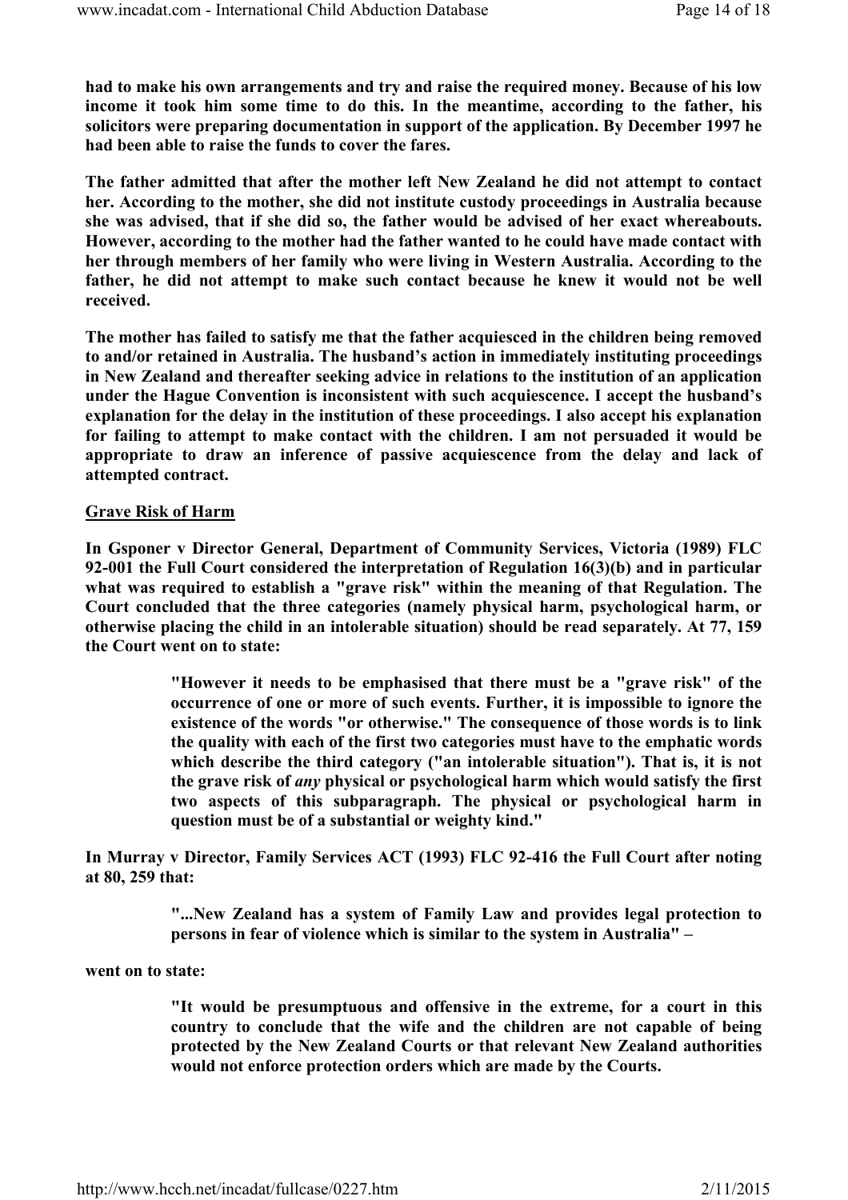**had to make his own arrangements and try and raise the required money. Because of his low income it took him some time to do this. In the meantime, according to the father, his solicitors were preparing documentation in support of the application. By December 1997 he had been able to raise the funds to cover the fares.**

**The father admitted that after the mother left New Zealand he did not attempt to contact her. According to the mother, she did not institute custody proceedings in Australia because she was advised, that if she did so, the father would be advised of her exact whereabouts. However, according to the mother had the father wanted to he could have made contact with her through members of her family who were living in Western Australia. According to the father, he did not attempt to make such contact because he knew it would not be well received.**

**The mother has failed to satisfy me that the father acquiesced in the children being removed to and/or retained in Australia. The husband's action in immediately instituting proceedings in New Zealand and thereafter seeking advice in relations to the institution of an application under the Hague Convention is inconsistent with such acquiescence. I accept the husband's explanation for the delay in the institution of these proceedings. I also accept his explanation for failing to attempt to make contact with the children. I am not persuaded it would be appropriate to draw an inference of passive acquiescence from the delay and lack of attempted contract.**

**<u>Grave Risk of Harm</u>**

**In Gsponer v Director General, Department of Community Services, Victoria (1989) FLC 92-001 the Full Court considered the interpretation of Regulation 16(3)(b) and in particular what was required to establish a "grave risk" within the meaning of that Regulation. The Court concluded that the three categories (namely physical harm, psychological harm, or otherwise placing the child in an intolerable situation) should be read separately. At 77, 159 the Court went on to state:**

> **"However it needs to be emphasised that there must be a "grave risk" of the occurrence of one or more of such events. Further, it is impossible to ignore the existence of the words "or otherwise." The consequence of those words is to link the quality with each of the first two categories must have to the emphatic words which describe the third category ("an intolerable situation"). That is, it is not the grave risk of *any* physical or psychological harm which would satisfy the first two aspects of this subparagraph. The physical or psychological harm in question must be of a substantial or weighty kind."**

**In Murray v Director, Family Services ACT (1993) FLC 92-416 the Full Court after noting at 80, 259 that:**

> **"...New Zealand has a system of Family Law and provides legal protection to persons in fear of violence which is similar to the system in Australia" –**

**went on to state:**

> **"It would be presumptuous and offensive in the extreme, for a court in this country to conclude that the wife and the children are not capable of being protected by the New Zealand Courts or that relevant New Zealand authorities would not enforce protection orders which are made by the Courts.**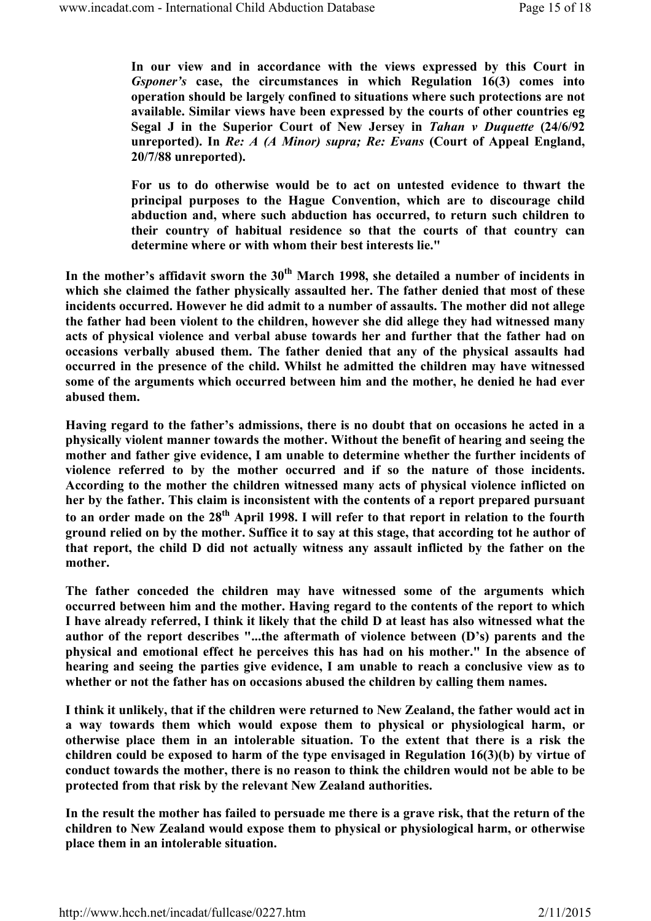**In our view and in accordance with the views expressed by this Court in *Gsponer's* case, the circumstances in which Regulation 16(3) comes into operation should be largely confined to situations where such protections are not available. Similar views have been expressed by the courts of other countries eg Segal J in the Superior Court of New Jersey in *Tahan v Duquette* (24/6/92 unreported). In *Re: A (A Minor) supra; Re: Evans* (Court of Appeal England, 20/7/88 unreported).**

**For us to do otherwise would be to act on untested evidence to thwart the principal purposes to the Hague Convention, which are to discourage child abduction and, where such abduction has occurred, to return such children to their country of habitual residence so that the courts of that country can determine where or with whom their best interests lie."**

**In the mother's affidavit sworn the 30th March 1998, she detailed a number of incidents in which she claimed the father physically assaulted her. The father denied that most of these incidents occurred. However he did admit to a number of assaults. The mother did not allege the father had been violent to the children, however she did allege they had witnessed many acts of physical violence and verbal abuse towards her and further that the father had on occasions verbally abused them. The father denied that any of the physical assaults had occurred in the presence of the child. Whilst he admitted the children may have witnessed some of the arguments which occurred between him and the mother, he denied he had ever abused them.**

**Having regard to the father's admissions, there is no doubt that on occasions he acted in a physically violent manner towards the mother. Without the benefit of hearing and seeing the mother and father give evidence, I am unable to determine whether the further incidents of violence referred to by the mother occurred and if so the nature of those incidents. According to the mother the children witnessed many acts of physical violence inflicted on her by the father. This claim is inconsistent with the contents of a report prepared pursuant to an order made on the 28th April 1998. I will refer to that report in relation to the fourth ground relied on by the mother. Suffice it to say at this stage, that according tot he author of that report, the child D did not actually witness any assault inflicted by the father on the mother.**

**The father conceded the children may have witnessed some of the arguments which occurred between him and the mother. Having regard to the contents of the report to which I have already referred, I think it likely that the child D at least has also witnessed what the author of the report describes "...the aftermath of violence between (D's) parents and the physical and emotional effect he perceives this has had on his mother." In the absence of hearing and seeing the parties give evidence, I am unable to reach a conclusive view as to whether or not the father has on occasions abused the children by calling them names.**

**I think it unlikely, that if the children were returned to New Zealand, the father would act in a way towards them which would expose them to physical or physiological harm, or otherwise place them in an intolerable situation. To the extent that there is a risk the children could be exposed to harm of the type envisaged in Regulation 16(3)(b) by virtue of conduct towards the mother, there is no reason to think the children would not be able to be protected from that risk by the relevant New Zealand authorities.**

**In the result the mother has failed to persuade me there is a grave risk, that the return of the children to New Zealand would expose them to physical or physiological harm, or otherwise place them in an intolerable situation.**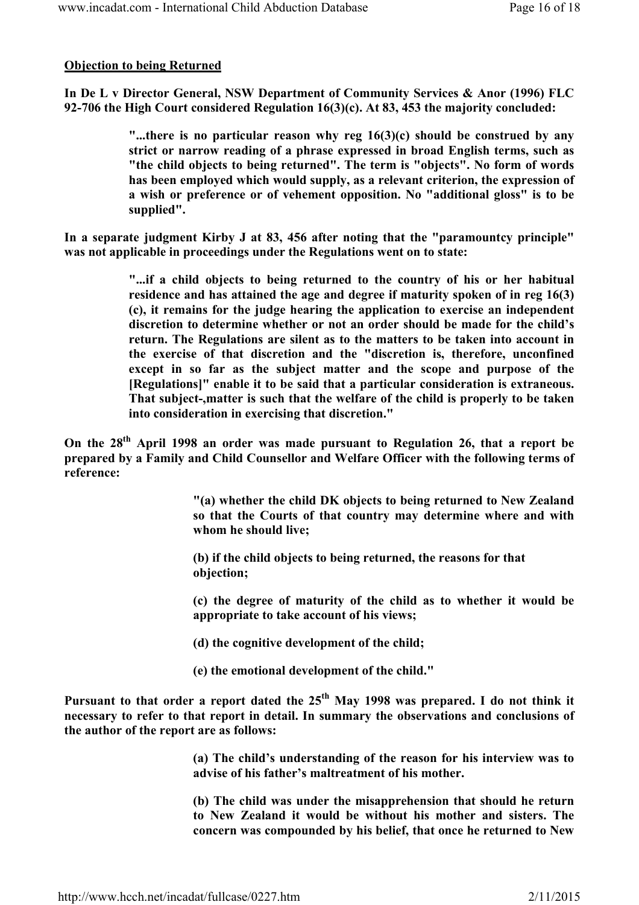**Objection to being Returned**

**In De L v Director General, NSW Department of Community Services & Anor (1996) FLC 92-706 the High Court considered Regulation 16(3)(c). At 83, 453 the majority concluded:**

> **"...there is no particular reason why reg 16(3)(c) should be construed by any strict or narrow reading of a phrase expressed in broad English terms, such as "the child objects to being returned". The term is "objects". No form of words has been employed which would supply, as a relevant criterion, the expression of a wish or preference or of vehement opposition. No "additional gloss" is to be supplied".**

**In a separate judgment Kirby J at 83, 456 after noting that the "paramountcy principle" was not applicable in proceedings under the Regulations went on to state:**

> **"...if a child objects to being returned to the country of his or her habitual residence and has attained the age and degree if maturity spoken of in reg 16(3)(c), it remains for the judge hearing the application to exercise an independent discretion to determine whether or not an order should be made for the child's return. The Regulations are silent as to the matters to be taken into account in the exercise of that discretion and the "discretion is, therefore, unconfined except in so far as the subject matter and the scope and purpose of the [Regulations]" enable it to be said that a particular consideration is extraneous. That subject-,matter is such that the welfare of the child is properly to be taken into consideration in exercising that discretion."**

**On the 28th April 1998 an order was made pursuant to Regulation 26, that a report be prepared by a Family and Child Counsellor and Welfare Officer with the following terms of reference:**

> **"(a) whether the child DK objects to being returned to New Zealand so that the Courts of that country may determine where and with whom he should live;**
>
> **(b) if the child objects to being returned, the reasons for that objection;**
>
> **(c) the degree of maturity of the child as to whether it would be appropriate to take account of his views;**
>
> **(d) the cognitive development of the child;**
>
> **(e) the emotional development of the child."**

**Pursuant to that order a report dated the 25th May 1998 was prepared. I do not think it necessary to refer to that report in detail. In summary the observations and conclusions of the author of the report are as follows:**

> **(a) The child's understanding of the reason for his interview was to advise of his father's maltreatment of his mother.**
>
> **(b) The child was under the misapprehension that should he return to New Zealand it would be without his mother and sisters. The concern was compounded by his belief, that once he returned to New**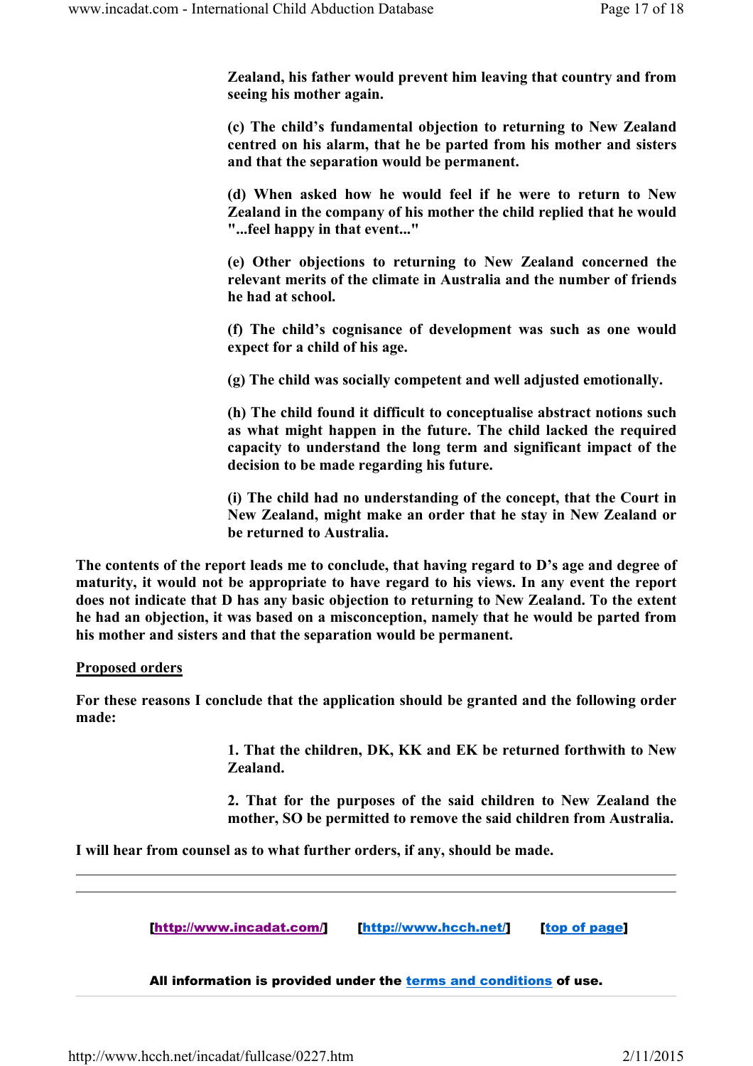> Zealand, his father would prevent him leaving that country and from seeing his mother again.
>
> (c) The child's fundamental objection to returning to New Zealand centred on his alarm, that he be parted from his mother and sisters and that the separation would be permanent.
>
> (d) When asked how he would feel if he were to return to New Zealand in the company of his mother the child replied that he would "...feel happy in that event..."
>
> (e) Other objections to returning to New Zealand concerned the relevant merits of the climate in Australia and the number of friends he had at school.
>
> (f) The child's cognisance of development was such as one would expect for a child of his age.
>
> (g) The child was socially competent and well adjusted emotionally.
>
> (h) The child found it difficult to conceptualise abstract notions such as what might happen in the future. The child lacked the required capacity to understand the long term and significant impact of the decision to be made regarding his future.
>
> (i) The child had no understanding of the concept, that the Court in New Zealand, might make an order that he stay in New Zealand or be returned to Australia.

**The contents of the report leads me to conclude, that having regard to D's age and degree of maturity, it would not be appropriate to have regard to his views. In any event the report does not indicate that D has any basic objection to returning to New Zealand. To the extent he had an objection, it was based on a misconception, namely that he would be parted from his mother and sisters and that the separation would be permanent.**

**Proposed orders**

**For these reasons I conclude that the application should be granted and the following order made:**

> 1. That the children, DK, KK and EK be returned forthwith to New Zealand.
>
> 2. That for the purposes of the said children to New Zealand the mother, SO be permitted to remove the said children from Australia.

**I will hear from counsel as to what further orders, if any, should be made.**

---

[http://www.incadat.com/] [http://www.hcch.net/] [top of page]

All information is provided under the terms and conditions of use.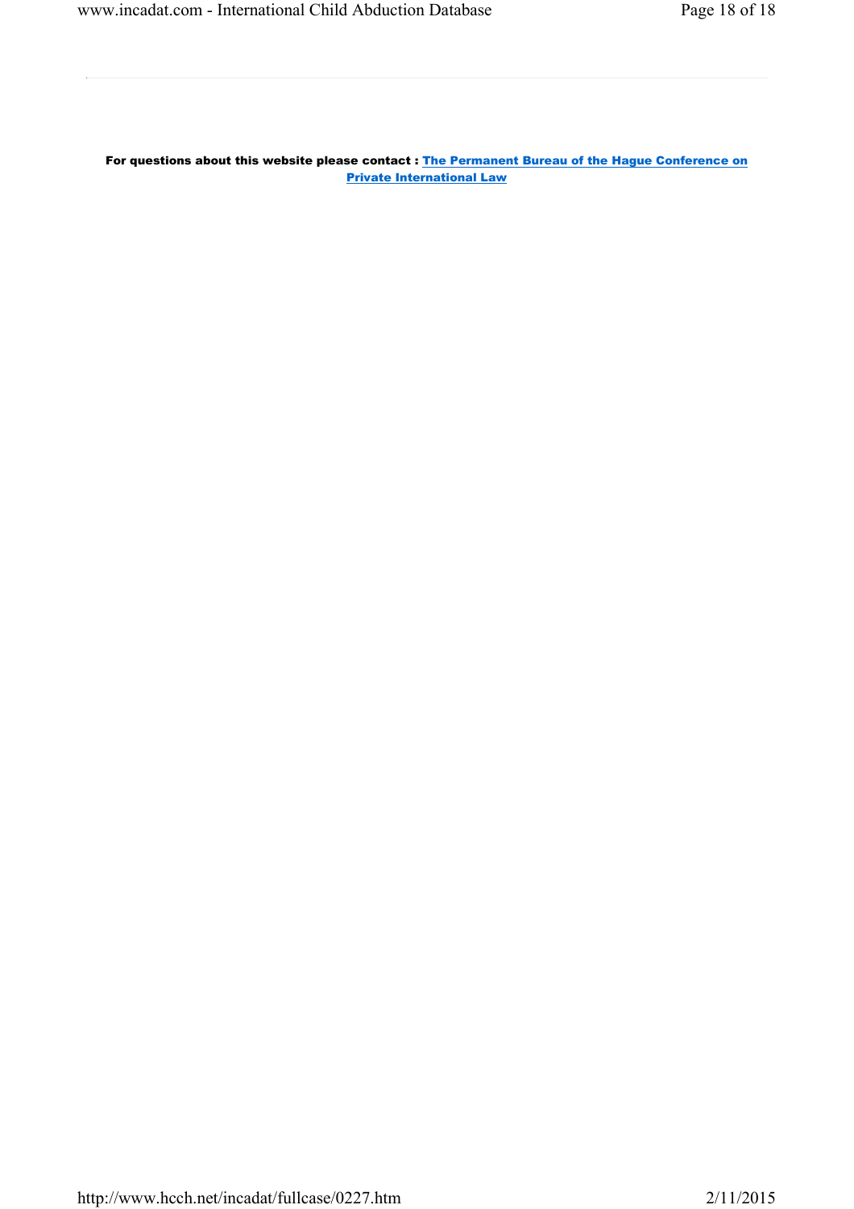**For questions about this website please contact : The Permanent Bureau of the Hague Conference on Private International Law**